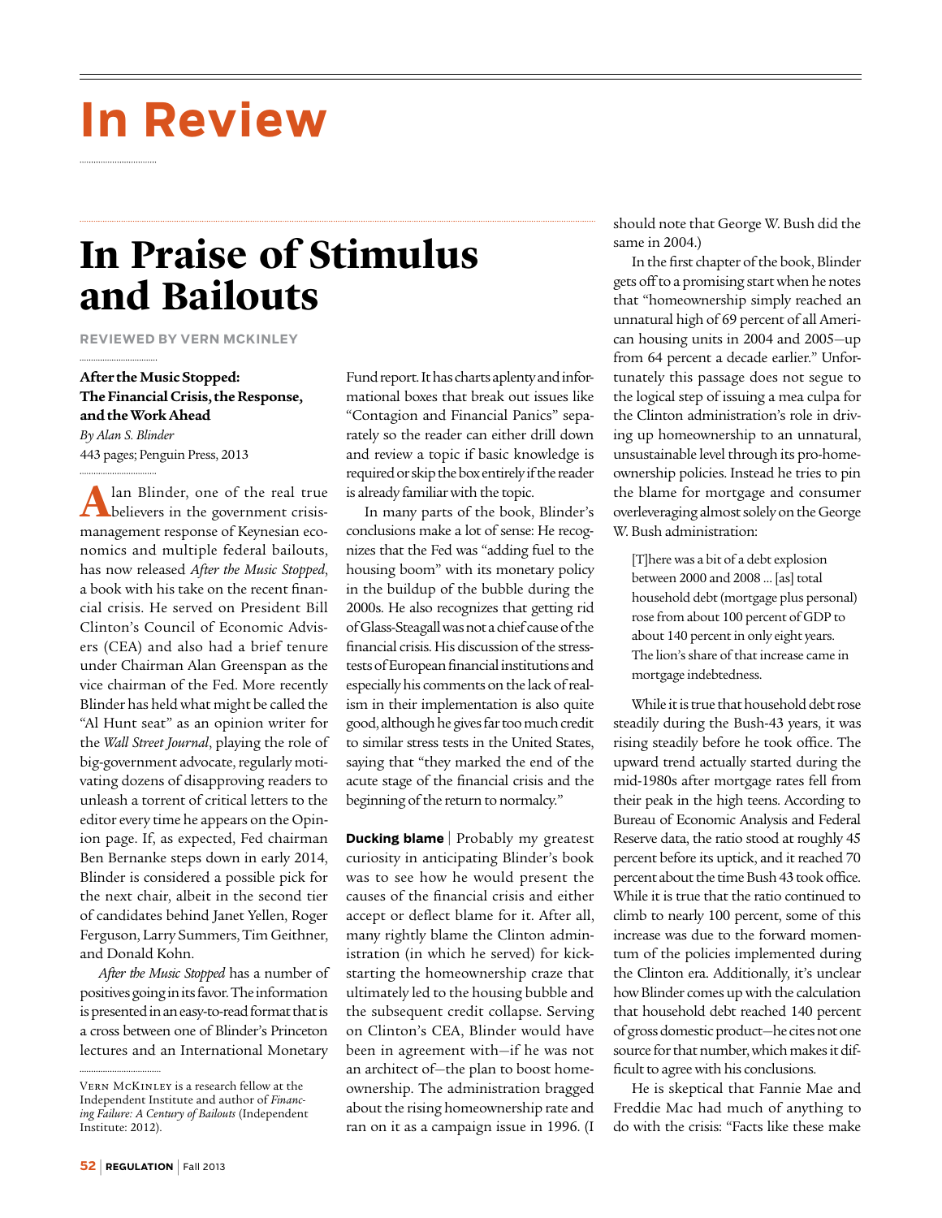# In Review

## In Praise of Stimulus and Bailouts

**REVIEWED BY VERN MCKINLEY**

**After the Music Stopped: The Financial Crisis, the Response, and the Work Ahead**
*By Alan S. Blinder*
443 pages; Penguin Press, 2013

Alan Blinder, one of the real true believers in the government crisis-management response of Keynesian economics and multiple federal bailouts, has now released *After the Music Stopped*, a book with his take on the recent financial crisis. He served on President Bill Clinton's Council of Economic Advisers (CEA) and also had a brief tenure under Chairman Alan Greenspan as the vice chairman of the Fed. More recently Blinder has held what might be called the "Al Hunt seat" as an opinion writer for the *Wall Street Journal*, playing the role of big-government advocate, regularly motivating dozens of disapproving readers to unleash a torrent of critical letters to the editor every time he appears on the Opinion page. If, as expected, Fed chairman Ben Bernanke steps down in early 2014, Blinder is considered a possible pick for the next chair, albeit in the second tier of candidates behind Janet Yellen, Roger Ferguson, Larry Summers, Tim Geithner, and Donald Kohn.

*After the Music Stopped* has a number of positives going in its favor. The information is presented in an easy-to-read format that is a cross between one of Blinder's Princeton lectures and an International Monetary Fund report. It has charts aplenty and informational boxes that break out issues like "Contagion and Financial Panics" separately so the reader can either drill down and review a topic if basic knowledge is required or skip the box entirely if the reader is already familiar with the topic.

In many parts of the book, Blinder's conclusions make a lot of sense: He recognizes that the Fed was "adding fuel to the housing boom" with its monetary policy in the buildup of the bubble during the 2000s. He also recognizes that getting rid of Glass-Steagall was not a chief cause of the financial crisis. His discussion of the stress-tests of European financial institutions and especially his comments on the lack of realism in their implementation is also quite good, although he gives far too much credit to similar stress tests in the United States, saying that "they marked the end of the acute stage of the financial crisis and the beginning of the return to normalcy."

**Ducking blame** | Probably my greatest curiosity in anticipating Blinder's book was to see how he would present the causes of the financial crisis and either accept or deflect blame for it. After all, many rightly blame the Clinton administration (in which he served) for kick-starting the homeownership craze that ultimately led to the housing bubble and the subsequent credit collapse. Serving on Clinton's CEA, Blinder would have been in agreement with—if he was not an architect of—the plan to boost homeownership. The administration bragged about the rising homeownership rate and ran on it as a campaign issue in 1996. (I should note that George W. Bush did the same in 2004.)

In the first chapter of the book, Blinder gets off to a promising start when he notes that "homeownership simply reached an unnatural high of 69 percent of all American housing units in 2004 and 2005—up from 64 percent a decade earlier." Unfortunately this passage does not segue to the logical step of issuing a mea culpa for the Clinton administration's role in driving up homeownership to an unnatural, unsustainable level through its pro-homeownership policies. Instead he tries to pin the blame for mortgage and consumer overleveraging almost solely on the George W. Bush administration:

> [T]here was a bit of a debt explosion between 2000 and 2008 … [as] total household debt (mortgage plus personal) rose from about 100 percent of GDP to about 140 percent in only eight years. The lion's share of that increase came in mortgage indebtedness.

While it is true that household debt rose steadily during the Bush-43 years, it was rising steadily before he took office. The upward trend actually started during the mid-1980s after mortgage rates fell from their peak in the high teens. According to Bureau of Economic Analysis and Federal Reserve data, the ratio stood at roughly 45 percent before its uptick, and it reached 70 percent about the time Bush 43 took office. While it is true that the ratio continued to climb to nearly 100 percent, some of this increase was due to the forward momentum of the policies implemented during the Clinton era. Additionally, it's unclear how Blinder comes up with the calculation that household debt reached 140 percent of gross domestic product—he cites not one source for that number, which makes it difficult to agree with his conclusions.

He is skeptical that Fannie Mae and Freddie Mac had much of anything to do with the crisis: "Facts like these make

---

VERN MCKINLEY is a research fellow at the Independent Institute and author of *Financing Failure: A Century of Bailouts* (Independent Institute: 2012).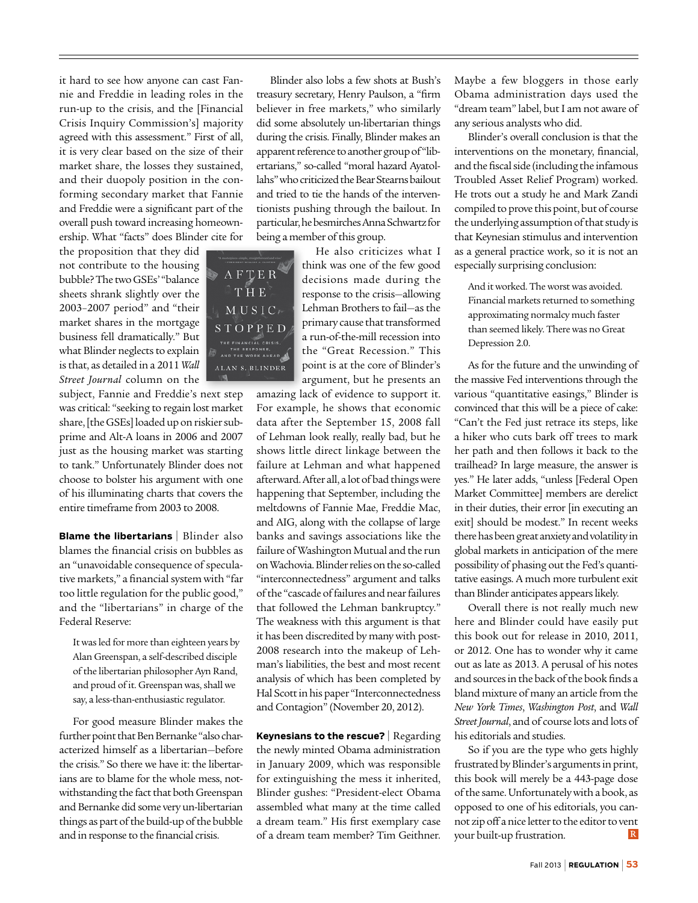it hard to see how anyone can cast Fannie and Freddie in leading roles in the run-up to the crisis, and the [Financial Crisis Inquiry Commission's] majority agreed with this assessment." First of all, it is very clear based on the size of their market share, the losses they sustained, and their duopoly position in the conforming secondary market that Fannie and Freddie were a significant part of the overall push toward increasing homeownership. What "facts" does Blinder cite for the proposition that they did not contribute to the housing bubble? The two GSEs' "balance sheets shrank slightly over the 2003–2007 period" and "their market shares in the mortgage business fell dramatically." But what Blinder neglects to explain is that, as detailed in a 2011 *Wall Street Journal* column on the subject, Fannie and Freddie's next step was critical: "seeking to regain lost market share, [the GSEs] loaded up on riskier subprime and Alt-A loans in 2006 and 2007 just as the housing market was starting to tank." Unfortunately Blinder does not choose to bolster his argument with one of his illuminating charts that covers the entire timeframe from 2003 to 2008.

**Blame the libertarians** | Blinder also blames the financial crisis on bubbles as an "unavoidable consequence of speculative markets," a financial system with "far too little regulation for the public good," and the "libertarians" in charge of the Federal Reserve:

> It was led for more than eighteen years by Alan Greenspan, a self-described disciple of the libertarian philosopher Ayn Rand, and proud of it. Greenspan was, shall we say, a less-than-enthusiastic regulator.

For good measure Blinder makes the further point that Ben Bernanke "also characterized himself as a libertarian—before the crisis." So there we have it: the libertarians are to blame for the whole mess, notwithstanding the fact that both Greenspan and Bernanke did some very un-libertarian things as part of the build-up of the bubble and in response to the financial crisis.

Blinder also lobs a few shots at Bush's treasury secretary, Henry Paulson, a "firm believer in free markets," who similarly did some absolutely un-libertarian things during the crisis. Finally, Blinder makes an apparent reference to another group of "libertarians," so-called "moral hazard Ayatollahs" who criticized the Bear Stearns bailout and tried to tie the hands of the interventionists pushing through the bailout. In particular, he besmirches Anna Schwartz for being a member of this group.

He also criticizes what I think was one of the few good decisions made during the response to the crisis—allowing Lehman Brothers to fail—as the primary cause that transformed a run-of-the-mill recession into the "Great Recession." This point is at the core of Blinder's argument, but he presents an amazing lack of evidence to support it. For example, he shows that economic data after the September 15, 2008 fall of Lehman look really, really bad, but he shows little direct linkage between the failure at Lehman and what happened afterward. After all, a lot of bad things were happening that September, including the meltdowns of Fannie Mae, Freddie Mac, and AIG, along with the collapse of large banks and savings associations like the failure of Washington Mutual and the run on Wachovia. Blinder relies on the so-called "interconnectedness" argument and talks of the "cascade of failures and near failures that followed the Lehman bankruptcy." The weakness with this argument is that it has been discredited by many with post-2008 research into the makeup of Lehman's liabilities, the best and most recent analysis of which has been completed by Hal Scott in his paper "Interconnectedness and Contagion" (November 20, 2012).

**Keynesians to the rescue?** | Regarding the newly minted Obama administration in January 2009, which was responsible for extinguishing the mess it inherited, Blinder gushes: "President-elect Obama assembled what many at the time called a dream team." His first exemplary case of a dream team member? Tim Geithner. Maybe a few bloggers in those early Obama administration days used the "dream team" label, but I am not aware of any serious analysts who did.

Blinder's overall conclusion is that the interventions on the monetary, financial, and the fiscal side (including the infamous Troubled Asset Relief Program) worked. He trots out a study he and Mark Zandi compiled to prove this point, but of course the underlying assumption of that study is that Keynesian stimulus and intervention as a general practice work, so it is not an especially surprising conclusion:

> And it worked. The worst was avoided. Financial markets returned to something approximating normalcy much faster than seemed likely. There was no Great Depression 2.0.

As for the future and the unwinding of the massive Fed interventions through the various "quantitative easings," Blinder is convinced that this will be a piece of cake: "Can't the Fed just retrace its steps, like a hiker who cuts bark off trees to mark her path and then follows it back to the trailhead? In large measure, the answer is yes." He later adds, "unless [Federal Open Market Committee] members are derelict in their duties, their error [in executing an exit] should be modest." In recent weeks there has been great anxiety and volatility in global markets in anticipation of the mere possibility of phasing out the Fed's quantitative easings. A much more turbulent exit than Blinder anticipates appears likely.

Overall there is not really much new here and Blinder could have easily put this book out for release in 2010, 2011, or 2012. One has to wonder why it came out as late as 2013. A perusal of his notes and sources in the back of the book finds a bland mixture of many an article from the *New York Times*, *Washington Post*, and *Wall Street Journal*, and of course lots and lots of his editorials and studies.

So if you are the type who gets highly frustrated by Blinder's arguments in print, this book will merely be a 443-page dose of the same. Unfortunately with a book, as opposed to one of his editorials, you cannot zip off a nice letter to the editor to vent your built-up frustration.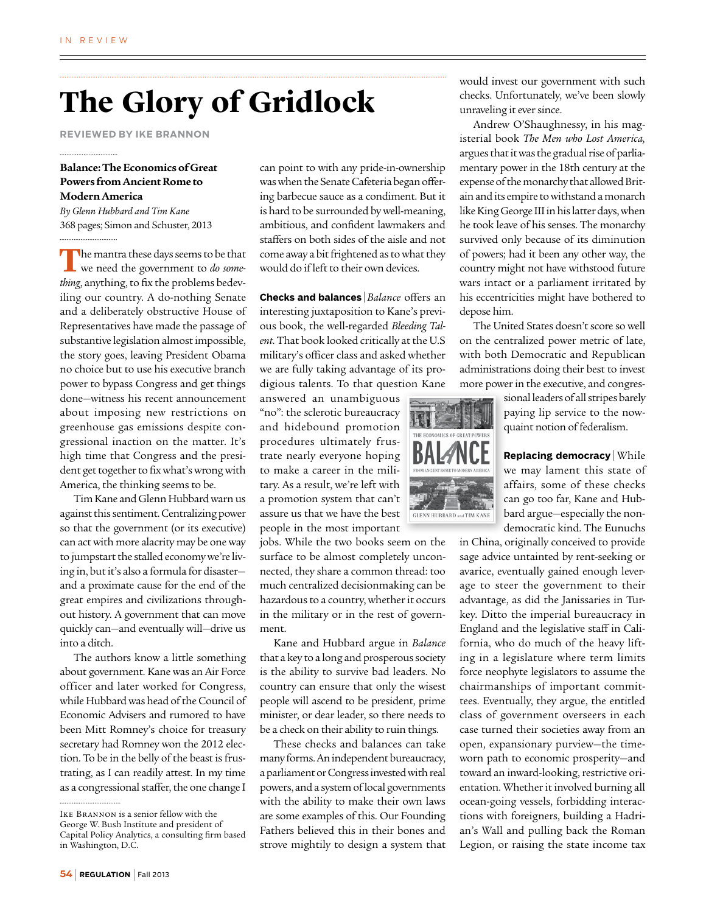# The Glory of Gridlock

**REVIEWED BY IKE BRANNON**

**Balance: The Economics of Great Powers from Ancient Rome to Modern America**
*By Glenn Hubbard and Tim Kane*
368 pages; Simon and Schuster, 2013

The mantra these days seems to be that we need the government to *do something*, anything, to fix the problems bedeviling our country. A do-nothing Senate and a deliberately obstructive House of Representatives have made the passage of substantive legislation almost impossible, the story goes, leaving President Obama no choice but to use his executive branch power to bypass Congress and get things done—witness his recent announcement about imposing new restrictions on greenhouse gas emissions despite congressional inaction on the matter. It's high time that Congress and the president get together to fix what's wrong with America, the thinking seems to be.

Tim Kane and Glenn Hubbard warn us against this sentiment. Centralizing power so that the government (or its executive) can act with more alacrity may be one way to jumpstart the stalled economy we're living in, but it's also a formula for disaster—and a proximate cause for the end of the great empires and civilizations throughout history. A government that can move quickly can—and eventually will—drive us into a ditch.

The authors know a little something about government. Kane was an Air Force officer and later worked for Congress, while Hubbard was head of the Council of Economic Advisers and rumored to have been Mitt Romney's choice for treasury secretary had Romney won the 2012 election. To be in the belly of the beast is frustrating, as I can readily attest. In my time as a congressional staffer, the one change I can point to with any pride-in-ownership was when the Senate Cafeteria began offering barbecue sauce as a condiment. But it is hard to be surrounded by well-meaning, ambitious, and confident lawmakers and staffers on both sides of the aisle and not come away a bit frightened as to what they would do if left to their own devices.

**Checks and balances** | *Balance* offers an interesting juxtaposition to Kane's previous book, the well-regarded *Bleeding Talent*. That book looked critically at the U.S military's officer class and asked whether we are fully taking advantage of its prodigious talents. To that question Kane answered an unambiguous "no": the sclerotic bureaucracy and hidebound promotion procedures ultimately frustrate nearly everyone hoping to make a career in the military. As a result, we're left with a promotion system that can't assure us that we have the best people in the most important jobs. While the two books seem on the surface to be almost completely unconnected, they share a common thread: too much centralized decisionmaking can be hazardous to a country, whether it occurs in the military or in the rest of government.

Kane and Hubbard argue in *Balance* that a key to a long and prosperous society is the ability to survive bad leaders. No country can ensure that only the wisest people will ascend to be president, prime minister, or dear leader, so there needs to be a check on their ability to ruin things.

These checks and balances can take many forms. An independent bureaucracy, a parliament or Congress invested with real powers, and a system of local governments with the ability to make their own laws are some examples of this. Our Founding Fathers believed this in their bones and strove mightily to design a system that would invest our government with such checks. Unfortunately, we've been slowly unraveling it ever since.

Andrew O'Shaughnessy, in his magisterial book *The Men who Lost America*, argues that it was the gradual rise of parliamentary power in the 18th century at the expense of the monarchy that allowed Britain and its empire to withstand a monarch like King George III in his latter days, when he took leave of his senses. The monarchy survived only because of its diminution of powers; had it been any other way, the country might not have withstood future wars intact or a parliament irritated by his eccentricities might have bothered to depose him.

The United States doesn't score so well on the centralized power metric of late, with both Democratic and Republican administrations doing their best to invest more power in the executive, and congressional leaders of all stripes barely paying lip service to the now-quaint notion of federalism.

**Replacing democracy** | While we may lament this state of affairs, some of these checks can go too far, Kane and Hubbard argue—especially the non-democratic kind. The Eunuchs in China, originally conceived to provide sage advice untainted by rent-seeking or avarice, eventually gained enough leverage to steer the government to their advantage, as did the Janissaries in Turkey. Ditto the imperial bureaucracy in England and the legislative staff in California, who do much of the heavy lifting in a legislature where term limits force neophyte legislators to assume the chairmanships of important committees. Eventually, they argue, the entitled class of government overseers in each case turned their societies away from an open, expansionary purview—the time-worn path to economic prosperity—and toward an inward-looking, restrictive orientation. Whether it involved burning all ocean-going vessels, forbidding interactions with foreigners, building a Hadrian's Wall and pulling back the Roman Legion, or raising the state income tax

---

Ike Brannon is a senior fellow with the George W. Bush Institute and president of Capital Policy Analytics, a consulting firm based in Washington, D.C.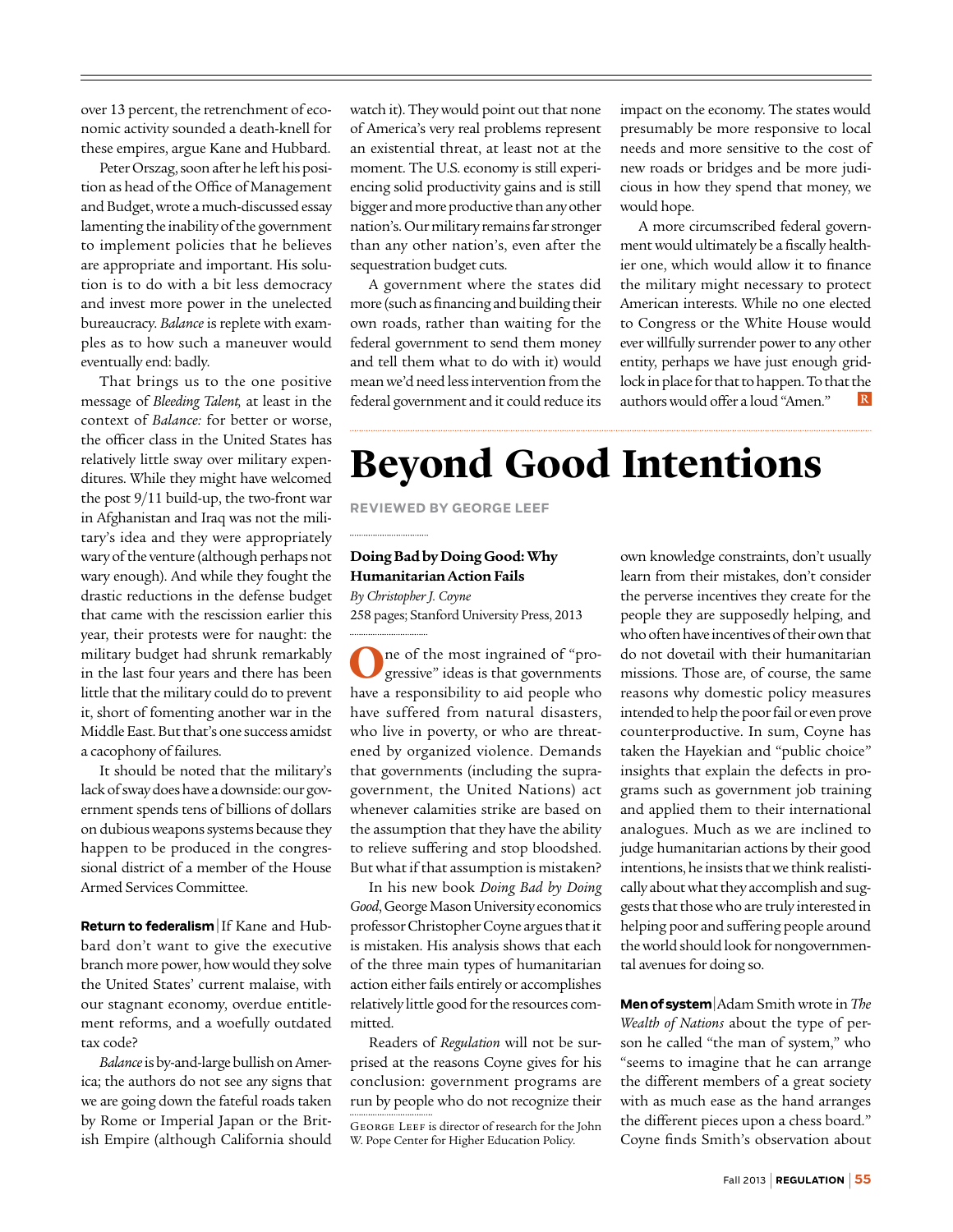over 13 percent, the retrenchment of economic activity sounded a death-knell for these empires, argue Kane and Hubbard.

Peter Orszag, soon after he left his position as head of the Office of Management and Budget, wrote a much-discussed essay lamenting the inability of the government to implement policies that he believes are appropriate and important. His solution is to do with a bit less democracy and invest more power in the unelected bureaucracy. *Balance* is replete with examples as to how such a maneuver would eventually end: badly.

That brings us to the one positive message of *Bleeding Talent,* at least in the context of *Balance:* for better or worse, the officer class in the United States has relatively little sway over military expenditures. While they might have welcomed the post 9/11 build-up, the two-front war in Afghanistan and Iraq was not the military's idea and they were appropriately wary of the venture (although perhaps not wary enough). And while they fought the drastic reductions in the defense budget that came with the rescission earlier this year, their protests were for naught: the military budget had shrunk remarkably in the last four years and there has been little that the military could do to prevent it, short of fomenting another war in the Middle East. But that's one success amidst a cacophony of failures.

It should be noted that the military's lack of sway does have a downside: our government spends tens of billions of dollars on dubious weapons systems because they happen to be produced in the congressional district of a member of the House Armed Services Committee.

**Return to federalism** | If Kane and Hubbard don't want to give the executive branch more power, how would they solve the United States' current malaise, with our stagnant economy, overdue entitlement reforms, and a woefully outdated tax code?

*Balance* is by-and-large bullish on America; the authors do not see any signs that we are going down the fateful roads taken by Rome or Imperial Japan or the British Empire (although California should watch it). They would point out that none of America's very real problems represent an existential threat, at least not at the moment. The U.S. economy is still experiencing solid productivity gains and is still bigger and more productive than any other nation's. Our military remains far stronger than any other nation's, even after the sequestration budget cuts.

A government where the states did more (such as financing and building their own roads, rather than waiting for the federal government to send them money and tell them what to do with it) would mean we'd need less intervention from the federal government and it could reduce its impact on the economy. The states would presumably be more responsive to local needs and more sensitive to the cost of new roads or bridges and be more judicious in how they spend that money, we would hope.

A more circumscribed federal government would ultimately be a fiscally healthier one, which would allow it to finance the military might necessary to protect American interests. While no one elected to Congress or the White House would ever willfully surrender power to any other entity, perhaps we have just enough gridlock in place for that to happen. To that the authors would offer a loud "Amen."

# Beyond Good Intentions

**REVIEWED BY GEORGE LEEF**

**Doing Bad by Doing Good: Why Humanitarian Action Fails**
*By Christopher J. Coyne*
258 pages; Stanford University Press, 2013

One of the most ingrained of "progressive" ideas is that governments have a responsibility to aid people who have suffered from natural disasters, who live in poverty, or who are threatened by organized violence. Demands that governments (including the supra-government, the United Nations) act whenever calamities strike are based on the assumption that they have the ability to relieve suffering and stop bloodshed. But what if that assumption is mistaken?

In his new book *Doing Bad by Doing Good*, George Mason University economics professor Christopher Coyne argues that it is mistaken. His analysis shows that each of the three main types of humanitarian action either fails entirely or accomplishes relatively little good for the resources committed.

Readers of *Regulation* will not be surprised at the reasons Coyne gives for his conclusion: government programs are run by people who do not recognize their own knowledge constraints, don't usually learn from their mistakes, don't consider the perverse incentives they create for the people they are supposedly helping, and who often have incentives of their own that do not dovetail with their humanitarian missions. Those are, of course, the same reasons why domestic policy measures intended to help the poor fail or even prove counterproductive. In sum, Coyne has taken the Hayekian and "public choice" insights that explain the defects in programs such as government job training and applied them to their international analogues. Much as we are inclined to judge humanitarian actions by their good intentions, he insists that we think realistically about what they accomplish and suggests that those who are truly interested in helping poor and suffering people around the world should look for nongovernmental avenues for doing so.

George Leef is director of research for the John W. Pope Center for Higher Education Policy.

**Men of system** | Adam Smith wrote in *The Wealth of Nations* about the type of person he called "the man of system," who "seems to imagine that he can arrange the different members of a great society with as much ease as the hand arranges the different pieces upon a chess board." Coyne finds Smith's observation about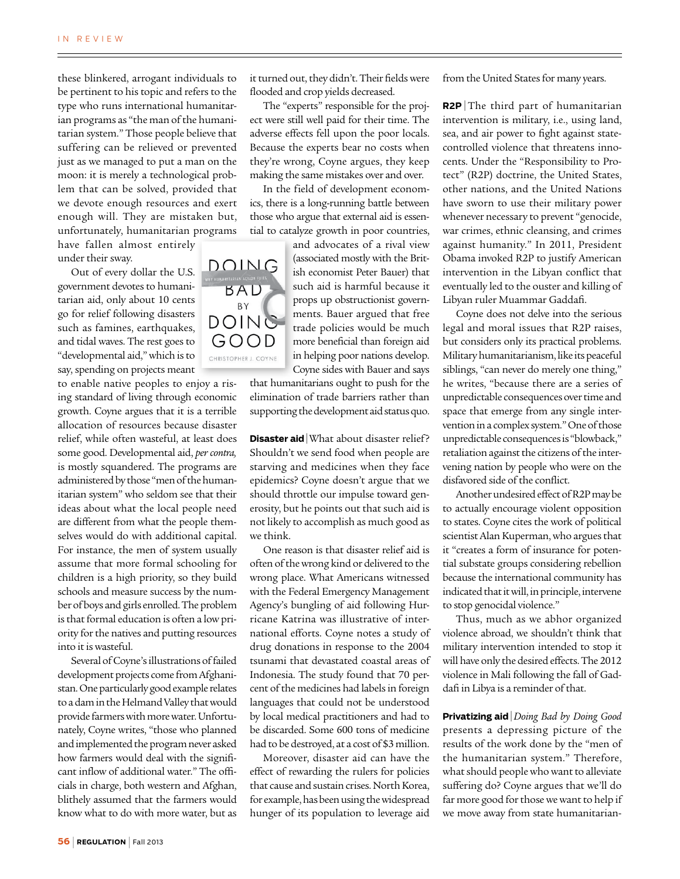these blinkered, arrogant individuals to be pertinent to his topic and refers to the type who runs international humanitarian programs as "the man of the humanitarian system." Those people believe that suffering can be relieved or prevented just as we managed to put a man on the moon: it is merely a technological problem that can be solved, provided that we devote enough resources and exert enough will. They are mistaken but, unfortunately, humanitarian programs have fallen almost entirely under their sway.

Out of every dollar the U.S. government devotes to humanitarian aid, only about 10 cents go for relief following disasters such as famines, earthquakes, and tidal waves. The rest goes to "developmental aid," which is to say, spending on projects meant to enable native peoples to enjoy a rising standard of living through economic growth. Coyne argues that it is a terrible allocation of resources because disaster relief, while often wasteful, at least does some good. Developmental aid, *per contra,* is mostly squandered. The programs are administered by those "men of the humanitarian system" who seldom see that their ideas about what the local people need are different from what the people themselves would do with additional capital. For instance, the men of system usually assume that more formal schooling for children is a high priority, so they build schools and measure success by the number of boys and girls enrolled. The problem is that formal education is often a low priority for the natives and putting resources into it is wasteful.

Several of Coyne's illustrations of failed development projects come from Afghanistan. One particularly good example relates to a dam in the Helmand Valley that would provide farmers with more water. Unfortunately, Coyne writes, "those who planned and implemented the program never asked how farmers would deal with the significant inflow of additional water." The officials in charge, both western and Afghan, blithely assumed that the farmers would know what to do with more water, but as it turned out, they didn't. Their fields were flooded and crop yields decreased.

The "experts" responsible for the project were still well paid for their time. The adverse effects fell upon the poor locals. Because the experts bear no costs when they're wrong, Coyne argues, they keep making the same mistakes over and over.

In the field of development economics, there is a long-running battle between those who argue that external aid is essential to catalyze growth in poor countries, and advocates of a rival view (associated mostly with the British economist Peter Bauer) that such aid is harmful because it props up obstructionist governments. Bauer argued that free trade policies would be much more beneficial than foreign aid in helping poor nations develop. Coyne sides with Bauer and says that humanitarians ought to push for the elimination of trade barriers rather than supporting the development aid status quo.

**Disaster aid** | What about disaster relief? Shouldn't we send food when people are starving and medicines when they face epidemics? Coyne doesn't argue that we should throttle our impulse toward generosity, but he points out that such aid is not likely to accomplish as much good as we think.

One reason is that disaster relief aid is often of the wrong kind or delivered to the wrong place. What Americans witnessed with the Federal Emergency Management Agency's bungling of aid following Hurricane Katrina was illustrative of international efforts. Coyne notes a study of drug donations in response to the 2004 tsunami that devastated coastal areas of Indonesia. The study found that 70 percent of the medicines had labels in foreign languages that could not be understood by local medical practitioners and had to be discarded. Some 600 tons of medicine had to be destroyed, at a cost of $3 million.

Moreover, disaster aid can have the effect of rewarding the rulers for policies that cause and sustain crises. North Korea, for example, has been using the widespread hunger of its population to leverage aid from the United States for many years.

**R2P** | The third part of humanitarian intervention is military, i.e., using land, sea, and air power to fight against state-controlled violence that threatens innocents. Under the "Responsibility to Protect" (R2P) doctrine, the United States, other nations, and the United Nations have sworn to use their military power whenever necessary to prevent "genocide, war crimes, ethnic cleansing, and crimes against humanity." In 2011, President Obama invoked R2P to justify American intervention in the Libyan conflict that eventually led to the ouster and killing of Libyan ruler Muammar Gaddafi.

Coyne does not delve into the serious legal and moral issues that R2P raises, but considers only its practical problems. Military humanitarianism, like its peaceful siblings, "can never do merely one thing," he writes, "because there are a series of unpredictable consequences over time and space that emerge from any single intervention in a complex system." One of those unpredictable consequences is "blowback," retaliation against the citizens of the intervening nation by people who were on the disfavored side of the conflict.

Another undesired effect of R2P may be to actually encourage violent opposition to states. Coyne cites the work of political scientist Alan Kuperman, who argues that it "creates a form of insurance for potential substate groups considering rebellion because the international community has indicated that it will, in principle, intervene to stop genocidal violence."

Thus, much as we abhor organized violence abroad, we shouldn't think that military intervention intended to stop it will have only the desired effects. The 2012 violence in Mali following the fall of Gaddafi in Libya is a reminder of that.

**Privatizing aid** | *Doing Bad by Doing Good* presents a depressing picture of the results of the work done by the "men of the humanitarian system." Therefore, what should people who want to alleviate suffering do? Coyne argues that we'll do far more good for those we want to help if we move away from state humanitarian-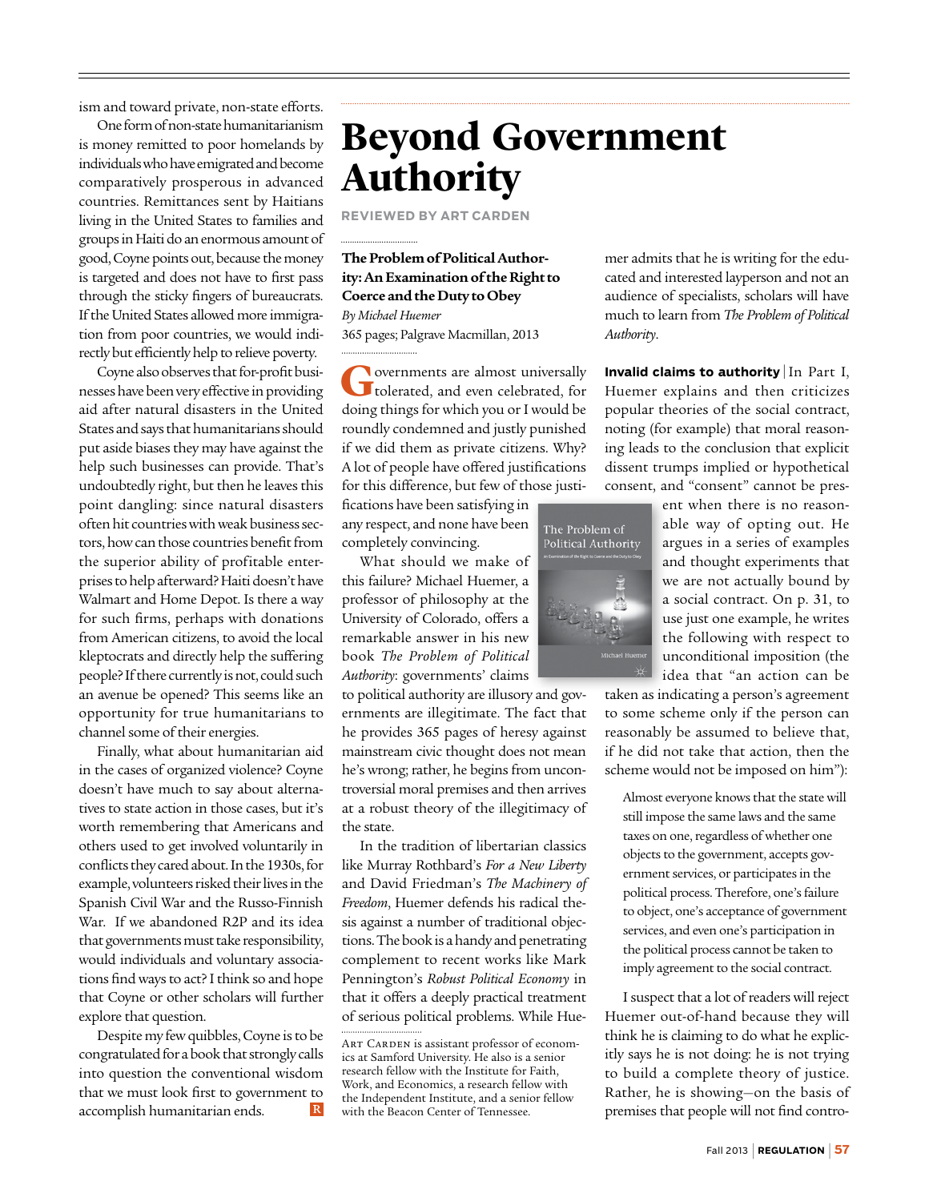ism and toward private, non-state efforts.

One form of non-state humanitarianism is money remitted to poor homelands by individuals who have emigrated and become comparatively prosperous in advanced countries. Remittances sent by Haitians living in the United States to families and groups in Haiti do an enormous amount of good, Coyne points out, because the money is targeted and does not have to first pass through the sticky fingers of bureaucrats. If the United States allowed more immigration from poor countries, we would indirectly but efficiently help to relieve poverty.

Coyne also observes that for-profit businesses have been very effective in providing aid after natural disasters in the United States and says that humanitarians should put aside biases they may have against the help such businesses can provide. That's undoubtedly right, but then he leaves this point dangling: since natural disasters often hit countries with weak business sectors, how can those countries benefit from the superior ability of profitable enterprises to help afterward? Haiti doesn't have Walmart and Home Depot. Is there a way for such firms, perhaps with donations from American citizens, to avoid the local kleptocrats and directly help the suffering people? If there currently is not, could such an avenue be opened? This seems like an opportunity for true humanitarians to channel some of their energies.

Finally, what about humanitarian aid in the cases of organized violence? Coyne doesn't have much to say about alternatives to state action in those cases, but it's worth remembering that Americans and others used to get involved voluntarily in conflicts they cared about. In the 1930s, for example, volunteers risked their lives in the Spanish Civil War and the Russo-Finnish War. If we abandoned R2P and its idea that governments must take responsibility, would individuals and voluntary associations find ways to act? I think so and hope that Coyne or other scholars will further explore that question.

Despite my few quibbles, Coyne is to be congratulated for a book that strongly calls into question the conventional wisdom that we must look first to government to accomplish humanitarian ends.

# Beyond Government Authority

**REVIEWED BY ART CARDEN**

**The Problem of Political Authority: An Examination of the Right to Coerce and the Duty to Obey**
*By Michael Huemer*
365 pages; Palgrave Macmillan, 2013

Governments are almost universally tolerated, and even celebrated, for doing things for which you or I would be roundly condemned and justly punished if we did them as private citizens. Why? A lot of people have offered justifications for this difference, but few of those justifications have been satisfying in any respect, and none have been completely convincing.

What should we make of this failure? Michael Huemer, a professor of philosophy at the University of Colorado, offers a remarkable answer in his new book *The Problem of Political Authority*: governments' claims to political authority are illusory and governments are illegitimate. The fact that he provides 365 pages of heresy against mainstream civic thought does not mean he's wrong; rather, he begins from uncontroversial moral premises and then arrives at a robust theory of the illegitimacy of the state.

In the tradition of libertarian classics like Murray Rothbard's *For a New Liberty* and David Friedman's *The Machinery of Freedom*, Huemer defends his radical thesis against a number of traditional objections. The book is a handy and penetrating complement to recent works like Mark Pennington's *Robust Political Economy* in that it offers a deeply practical treatment of serious political problems. While Huemer admits that he is writing for the educated and interested layperson and not an audience of specialists, scholars will have much to learn from *The Problem of Political Authority*.

Art Carden is assistant professor of economics at Samford University. He also is a senior research fellow with the Institute for Faith, Work, and Economics, a research fellow with the Independent Institute, and a senior fellow with the Beacon Center of Tennessee.

**Invalid claims to authority** | In Part I, Huemer explains and then criticizes popular theories of the social contract, noting (for example) that moral reasoning leads to the conclusion that explicit dissent trumps implied or hypothetical consent, and "consent" cannot be present when there is no reasonable way of opting out. He argues in a series of examples and thought experiments that we are not actually bound by a social contract. On p. 31, to use just one example, he writes the following with respect to unconditional imposition (the idea that "an action can be taken as indicating a person's agreement to some scheme only if the person can reasonably be assumed to believe that, if he did not take that action, then the scheme would not be imposed on him"):

> Almost everyone knows that the state will still impose the same laws and the same taxes on one, regardless of whether one objects to the government, accepts government services, or participates in the political process. Therefore, one's failure to object, one's acceptance of government services, and even one's participation in the political process cannot be taken to imply agreement to the social contract.

I suspect that a lot of readers will reject Huemer out-of-hand because they will think he is claiming to do what he explicitly says he is not doing: he is not trying to build a complete theory of justice. Rather, he is showing—on the basis of premises that people will not find contro-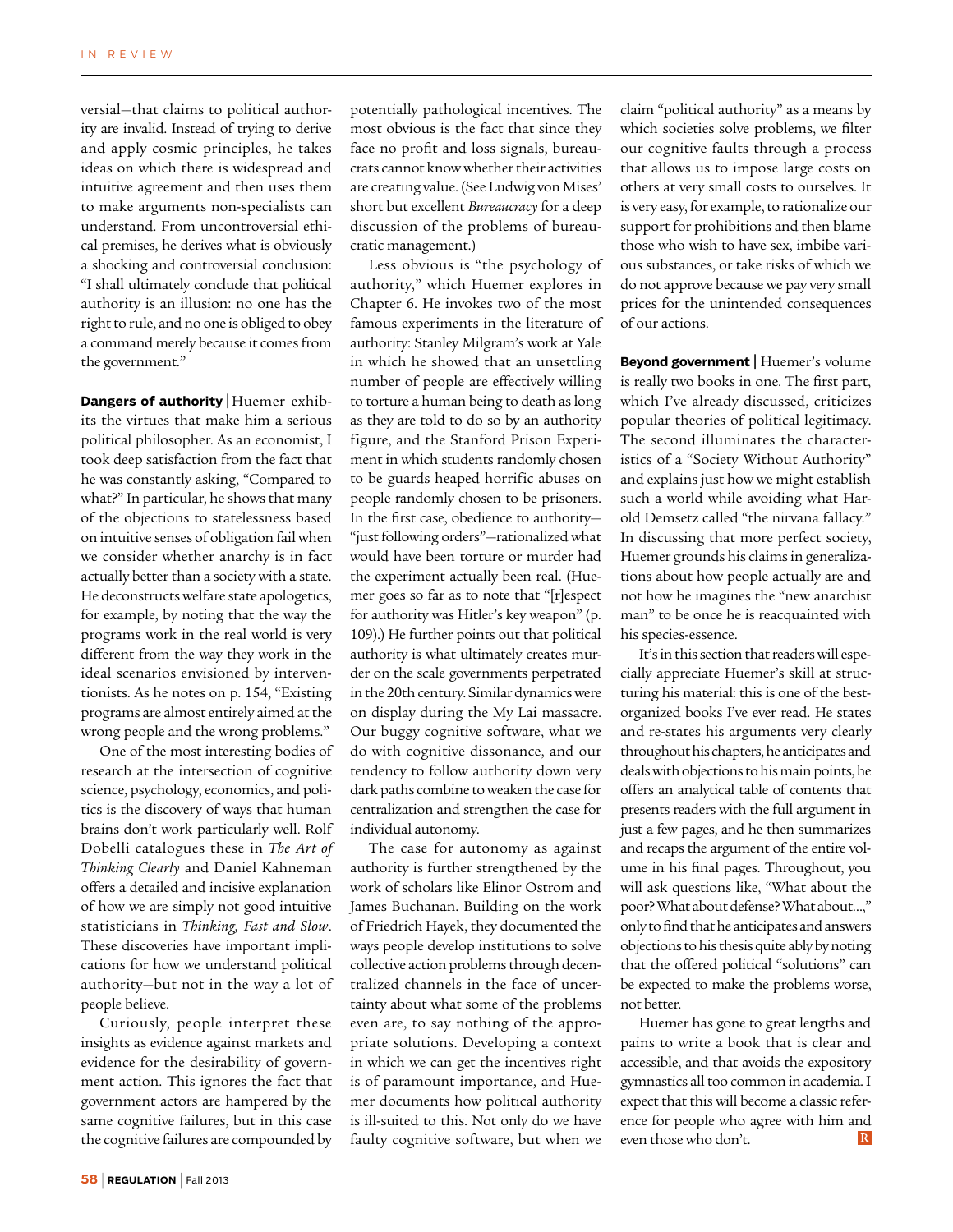versial—that claims to political authority are invalid. Instead of trying to derive and apply cosmic principles, he takes ideas on which there is widespread and intuitive agreement and then uses them to make arguments non-specialists can understand. From uncontroversial ethical premises, he derives what is obviously a shocking and controversial conclusion: "I shall ultimately conclude that political authority is an illusion: no one has the right to rule, and no one is obliged to obey a command merely because it comes from the government."

**Dangers of authority** | Huemer exhibits the virtues that make him a serious political philosopher. As an economist, I took deep satisfaction from the fact that he was constantly asking, "Compared to what?" In particular, he shows that many of the objections to statelessness based on intuitive senses of obligation fail when we consider whether anarchy is in fact actually better than a society with a state. He deconstructs welfare state apologetics, for example, by noting that the way the programs work in the real world is very different from the way they work in the ideal scenarios envisioned by interventionists. As he notes on p. 154, "Existing programs are almost entirely aimed at the wrong people and the wrong problems."

One of the most interesting bodies of research at the intersection of cognitive science, psychology, economics, and politics is the discovery of ways that human brains don't work particularly well. Rolf Dobelli catalogues these in *The Art of Thinking Clearly* and Daniel Kahneman offers a detailed and incisive explanation of how we are simply not good intuitive statisticians in *Thinking, Fast and Slow*. These discoveries have important implications for how we understand political authority—but not in the way a lot of people believe.

Curiously, people interpret these insights as evidence against markets and evidence for the desirability of government action. This ignores the fact that government actors are hampered by the same cognitive failures, but in this case the cognitive failures are compounded by potentially pathological incentives. The most obvious is the fact that since they face no profit and loss signals, bureaucrats cannot know whether their activities are creating value. (See Ludwig von Mises' short but excellent *Bureaucracy* for a deep discussion of the problems of bureaucratic management.)

Less obvious is "the psychology of authority," which Huemer explores in Chapter 6. He invokes two of the most famous experiments in the literature of authority: Stanley Milgram's work at Yale in which he showed that an unsettling number of people are effectively willing to torture a human being to death as long as they are told to do so by an authority figure, and the Stanford Prison Experiment in which students randomly chosen to be guards heaped horrific abuses on people randomly chosen to be prisoners. In the first case, obedience to authority—"just following orders"—rationalized what would have been torture or murder had the experiment actually been real. (Huemer goes so far as to note that "[r]espect for authority was Hitler's key weapon" (p. 109).) He further points out that political authority is what ultimately creates murder on the scale governments perpetrated in the 20th century. Similar dynamics were on display during the My Lai massacre. Our buggy cognitive software, what we do with cognitive dissonance, and our tendency to follow authority down very dark paths combine to weaken the case for centralization and strengthen the case for individual autonomy.

The case for autonomy as against authority is further strengthened by the work of scholars like Elinor Ostrom and James Buchanan. Building on the work of Friedrich Hayek, they documented the ways people develop institutions to solve collective action problems through decentralized channels in the face of uncertainty about what some of the problems even are, to say nothing of the appropriate solutions. Developing a context in which we can get the incentives right is of paramount importance, and Huemer documents how political authority is ill-suited to this. Not only do we have faulty cognitive software, but when we claim "political authority" as a means by which societies solve problems, we filter our cognitive faults through a process that allows us to impose large costs on others at very small costs to ourselves. It is very easy, for example, to rationalize our support for prohibitions and then blame those who wish to have sex, imbibe various substances, or take risks of which we do not approve because we pay very small prices for the unintended consequences of our actions.

**Beyond government** | Huemer's volume is really two books in one. The first part, which I've already discussed, criticizes popular theories of political legitimacy. The second illuminates the characteristics of a "Society Without Authority" and explains just how we might establish such a world while avoiding what Harold Demsetz called "the nirvana fallacy." In discussing that more perfect society, Huemer grounds his claims in generalizations about how people actually are and not how he imagines the "new anarchist man" to be once he is reacquainted with his species-essence.

It's in this section that readers will especially appreciate Huemer's skill at structuring his material: this is one of the best-organized books I've ever read. He states and re-states his arguments very clearly throughout his chapters, he anticipates and deals with objections to his main points, he offers an analytical table of contents that presents readers with the full argument in just a few pages, and he then summarizes and recaps the argument of the entire volume in his final pages. Throughout, you will ask questions like, "What about the poor? What about defense? What about...," only to find that he anticipates and answers objections to his thesis quite ably by noting that the offered political "solutions" can be expected to make the problems worse, not better.

Huemer has gone to great lengths and pains to write a book that is clear and accessible, and that avoids the expository gymnastics all too common in academia. I expect that this will become a classic reference for people who agree with him and even those who don't.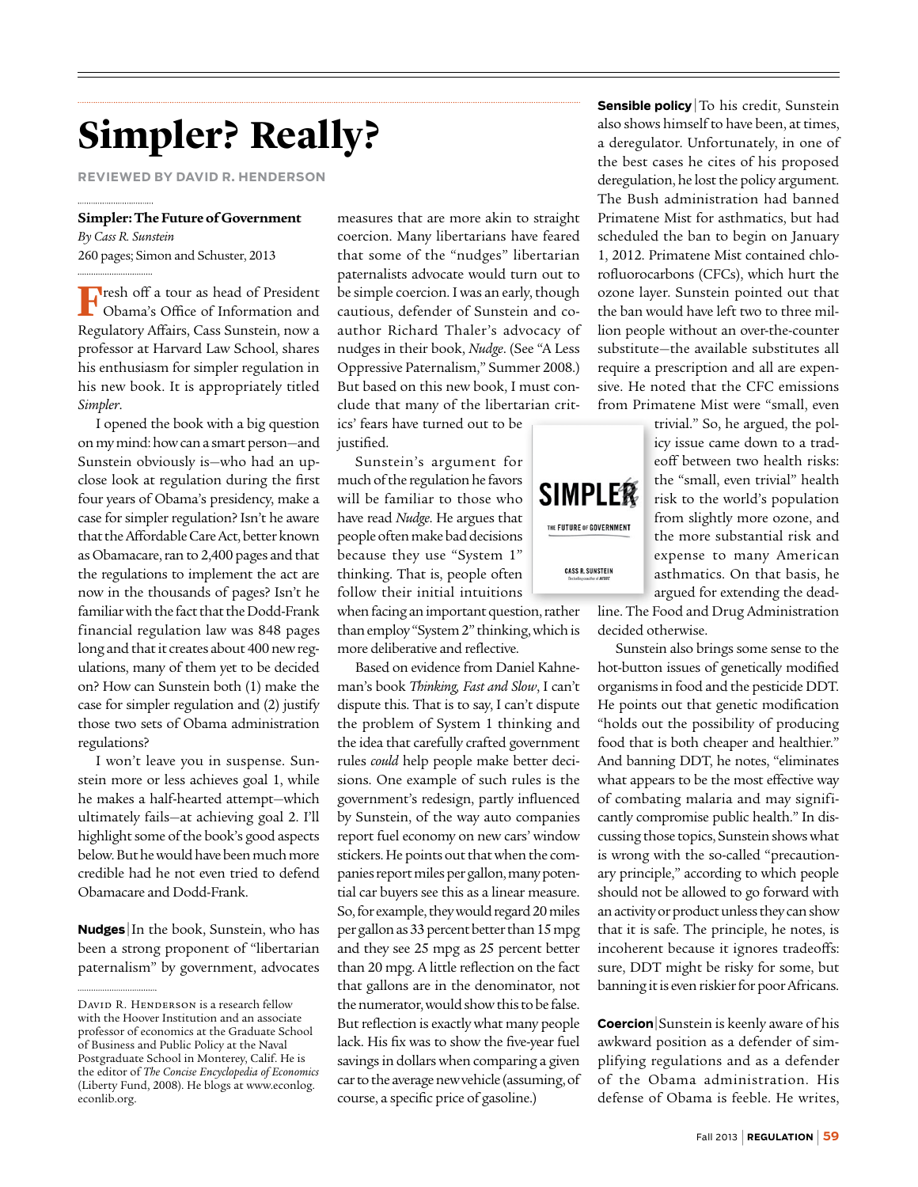# Simpler? Really?

**REVIEWED BY DAVID R. HENDERSON**

**Simpler: The Future of Government**
*By Cass R. Sunstein*
260 pages; Simon and Schuster, 2013

Fresh off a tour as head of President Obama's Office of Information and Regulatory Affairs, Cass Sunstein, now a professor at Harvard Law School, shares his enthusiasm for simpler regulation in his new book. It is appropriately titled *Simpler*.

I opened the book with a big question on my mind: how can a smart person—and Sunstein obviously is—who had an up-close look at regulation during the first four years of Obama's presidency, make a case for simpler regulation? Isn't he aware that the Affordable Care Act, better known as Obamacare, ran to 2,400 pages and that the regulations to implement the act are now in the thousands of pages? Isn't he familiar with the fact that the Dodd-Frank financial regulation law was 848 pages long and that it creates about 400 new regulations, many of them yet to be decided on? How can Sunstein both (1) make the case for simpler regulation and (2) justify those two sets of Obama administration regulations?

I won't leave you in suspense. Sunstein more or less achieves goal 1, while he makes a half-hearted attempt—which ultimately fails—at achieving goal 2. I'll highlight some of the book's good aspects below. But he would have been much more credible had he not even tried to defend Obamacare and Dodd-Frank.

**Nudges** | In the book, Sunstein, who has been a strong proponent of "libertarian paternalism" by government, advocates measures that are more akin to straight coercion. Many libertarians have feared that some of the "nudges" libertarian paternalists advocate would turn out to be simple coercion. I was an early, though cautious, defender of Sunstein and co-author Richard Thaler's advocacy of nudges in their book, *Nudge*. (See "A Less Oppressive Paternalism," Summer 2008.) But based on this new book, I must conclude that many of the libertarian critics' fears have turned out to be justified.

Sunstein's argument for much of the regulation he favors will be familiar to those who have read *Nudge*. He argues that people often make bad decisions because they use "System 1" thinking. That is, people often follow their initial intuitions when facing an important question, rather than employ "System 2" thinking, which is more deliberative and reflective.

Based on evidence from Daniel Kahneman's book *Thinking, Fast and Slow*, I can't dispute this. That is to say, I can't dispute the problem of System 1 thinking and the idea that carefully crafted government rules *could* help people make better decisions. One example of such rules is the government's redesign, partly influenced by Sunstein, of the way auto companies report fuel economy on new cars' window stickers. He points out that when the companies report miles per gallon, many potential car buyers see this as a linear measure. So, for example, they would regard 20 miles per gallon as 33 percent better than 15 mpg and they see 25 mpg as 25 percent better than 20 mpg. A little reflection on the fact that gallons are in the denominator, not the numerator, would show this to be false. But reflection is exactly what many people lack. His fix was to show the five-year fuel savings in dollars when comparing a given car to the average new vehicle (assuming, of course, a specific price of gasoline.)

**Sensible policy** | To his credit, Sunstein also shows himself to have been, at times, a deregulator. Unfortunately, in one of the best cases he cites of his proposed deregulation, he lost the policy argument. The Bush administration had banned Primatene Mist for asthmatics, but had scheduled the ban to begin on January 1, 2012. Primatene Mist contained chlorofluorocarbons (CFCs), which hurt the ozone layer. Sunstein pointed out that the ban would have left two to three million people without an over-the-counter substitute—the available substitutes all require a prescription and all are expensive. He noted that the CFC emissions from Primatene Mist were "small, even trivial." So, he argued, the policy issue came down to a tradeoff between two health risks: the "small, even trivial" health risk to the world's population from slightly more ozone, and the more substantial risk and expense to many American asthmatics. On that basis, he argued for extending the deadline. The Food and Drug Administration decided otherwise.

Sunstein also brings some sense to the hot-button issues of genetically modified organisms in food and the pesticide DDT. He points out that genetic modification "holds out the possibility of producing food that is both cheaper and healthier." And banning DDT, he notes, "eliminates what appears to be the most effective way of combating malaria and may significantly compromise public health." In discussing those topics, Sunstein shows what is wrong with the so-called "precautionary principle," according to which people should not be allowed to go forward with an activity or product unless they can show that it is safe. The principle, he notes, is incoherent because it ignores tradeoffs: sure, DDT might be risky for some, but banning it is even riskier for poor Africans.

**Coercion** | Sunstein is keenly aware of his awkward position as a defender of simplifying regulations and as a defender of the Obama administration. His defense of Obama is feeble. He writes,

---

DAVID R. HENDERSON is a research fellow with the Hoover Institution and an associate professor of economics at the Graduate School of Business and Public Policy at the Naval Postgraduate School in Monterey, Calif. He is the editor of *The Concise Encyclopedia of Economics* (Liberty Fund, 2008). He blogs at www.econlog.econlib.org.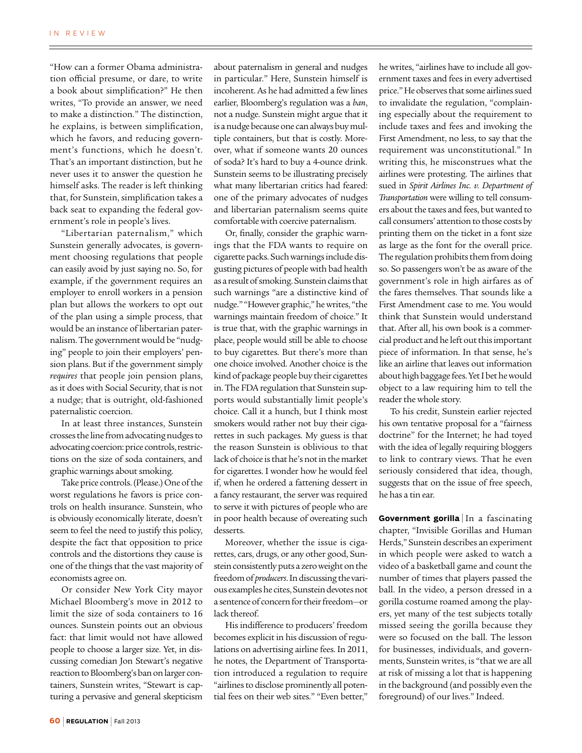"How can a former Obama administration official presume, or dare, to write a book about simplification?" He then writes, "To provide an answer, we need to make a distinction." The distinction, he explains, is between simplification, which he favors, and reducing government's functions, which he doesn't. That's an important distinction, but he never uses it to answer the question he himself asks. The reader is left thinking that, for Sunstein, simplification takes a back seat to expanding the federal government's role in people's lives.

"Libertarian paternalism," which Sunstein generally advocates, is government choosing regulations that people can easily avoid by just saying no. So, for example, if the government requires an employer to enroll workers in a pension plan but allows the workers to opt out of the plan using a simple process, that would be an instance of libertarian paternalism. The government would be "nudging" people to join their employers' pension plans. But if the government simply *requires* that people join pension plans, as it does with Social Security, that is not a nudge; that is outright, old-fashioned paternalistic coercion.

In at least three instances, Sunstein crosses the line from advocating nudges to advocating coercion: price controls, restrictions on the size of soda containers, and graphic warnings about smoking.

Take price controls. (Please.) One of the worst regulations he favors is price controls on health insurance. Sunstein, who is obviously economically literate, doesn't seem to feel the need to justify this policy, despite the fact that opposition to price controls and the distortions they cause is one of the things that the vast majority of economists agree on.

Or consider New York City mayor Michael Bloomberg's move in 2012 to limit the size of soda containers to 16 ounces. Sunstein points out an obvious fact: that limit would not have allowed people to choose a larger size. Yet, in discussing comedian Jon Stewart's negative reaction to Bloomberg's ban on larger containers, Sunstein writes, "Stewart is capturing a pervasive and general skepticism about paternalism in general and nudges in particular." Here, Sunstein himself is incoherent. As he had admitted a few lines earlier, Bloomberg's regulation was a *ban*, not a nudge. Sunstein might argue that it is a nudge because one can always buy multiple containers, but that is costly. Moreover, what if someone wants 20 ounces of soda? It's hard to buy a 4-ounce drink. Sunstein seems to be illustrating precisely what many libertarian critics had feared: one of the primary advocates of nudges and libertarian paternalism seems quite comfortable with coercive paternalism.

Or, finally, consider the graphic warnings that the FDA wants to require on cigarette packs. Such warnings include disgusting pictures of people with bad health as a result of smoking. Sunstein claims that such warnings "are a distinctive kind of nudge." "However graphic," he writes, "the warnings maintain freedom of choice." It is true that, with the graphic warnings in place, people would still be able to choose to buy cigarettes. But there's more than one choice involved. Another choice is the kind of package people buy their cigarettes in. The FDA regulation that Sunstein supports would substantially limit people's choice. Call it a hunch, but I think most smokers would rather not buy their cigarettes in such packages. My guess is that the reason Sunstein is oblivious to that lack of choice is that he's not in the market for cigarettes. I wonder how he would feel if, when he ordered a fattening dessert in a fancy restaurant, the server was required to serve it with pictures of people who are in poor health because of overeating such desserts.

Moreover, whether the issue is cigarettes, cars, drugs, or any other good, Sunstein consistently puts a zero weight on the freedom of *producers*. In discussing the various examples he cites, Sunstein devotes not a sentence of concern for their freedom—or lack thereof.

His indifference to producers' freedom becomes explicit in his discussion of regulations on advertising airline fees. In 2011, he notes, the Department of Transportation introduced a regulation to require "airlines to disclose prominently all potential fees on their web sites." "Even better," he writes, "airlines have to include all government taxes and fees in every advertised price." He observes that some airlines sued to invalidate the regulation, "complaining especially about the requirement to include taxes and fees and invoking the First Amendment, no less, to say that the requirement was unconstitutional." In writing this, he misconstrues what the airlines were protesting. The airlines that sued in *Spirit Airlines Inc. v. Department of Transportation* were willing to tell consumers about the taxes and fees, but wanted to call consumers' attention to those costs by printing them on the ticket in a font size as large as the font for the overall price. The regulation prohibits them from doing so. So passengers won't be as aware of the government's role in high airfares as of the fares themselves. That sounds like a First Amendment case to me. You would think that Sunstein would understand that. After all, his own book is a commercial product and he left out this important piece of information. In that sense, he's like an airline that leaves out information about high baggage fees. Yet I bet he would object to a law requiring him to tell the reader the whole story.

To his credit, Sunstein earlier rejected his own tentative proposal for a "fairness doctrine" for the Internet; he had toyed with the idea of legally requiring bloggers to link to contrary views. That he even seriously considered that idea, though, suggests that on the issue of free speech, he has a tin ear.

**Government gorilla** | In a fascinating chapter, "Invisible Gorillas and Human Herds," Sunstein describes an experiment in which people were asked to watch a video of a basketball game and count the number of times that players passed the ball. In the video, a person dressed in a gorilla costume roamed among the players, yet many of the test subjects totally missed seeing the gorilla because they were so focused on the ball. The lesson for businesses, individuals, and governments, Sunstein writes, is "that we are all at risk of missing a lot that is happening in the background (and possibly even the foreground) of our lives." Indeed.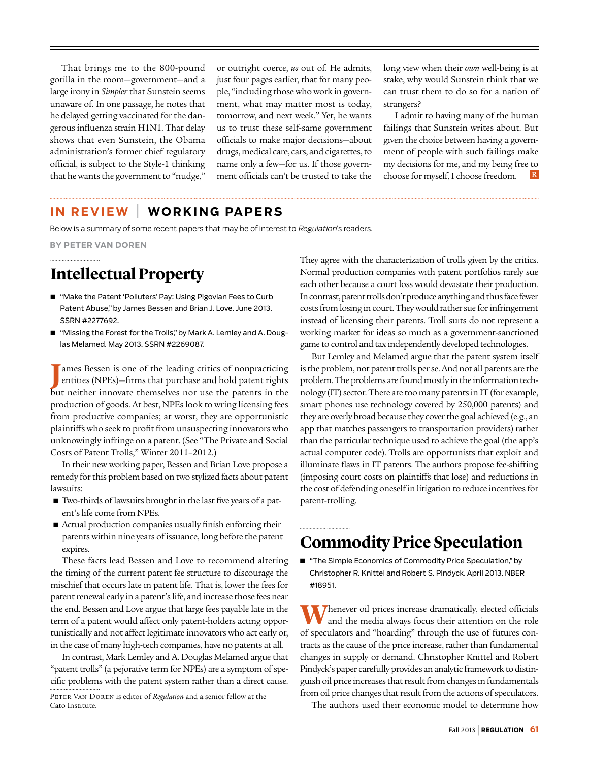That brings me to the 800-pound gorilla in the room—government—and a large irony in *Simpler* that Sunstein seems unaware of. In one passage, he notes that he delayed getting vaccinated for the dangerous influenza strain H1N1. That delay shows that even Sunstein, the Obama administration's former chief regulatory official, is subject to the Style-1 thinking that he wants the government to "nudge," or outright coerce, *us* out of. He admits, just four pages earlier, that for many people, "including those who work in government, what may matter most is today, tomorrow, and next week." Yet, he wants us to trust these self-same government officials to make major decisions—about drugs, medical care, cars, and cigarettes, to name only a few—for us. If those government officials can't be trusted to take the long view when their *own* well-being is at stake, why would Sunstein think that we can trust them to do so for a nation of strangers?

I admit to having many of the human failings that Sunstein writes about. But given the choice between having a government of people with such failings make my decisions for me, and my being free to choose for myself, I choose freedom.

## IN REVIEW | WORKING PAPERS

Below is a summary of some recent papers that may be of interest to *Regulation*'s readers.

**BY PETER VAN DOREN**

# Intellectual Property

- "Make the Patent 'Polluters' Pay: Using Pigovian Fees to Curb Patent Abuse," by James Bessen and Brian J. Love. June 2013. SSRN #2277692.
- "Missing the Forest for the Trolls," by Mark A. Lemley and A. Douglas Melamed. May 2013. SSRN #2269087.

James Bessen is one of the leading critics of nonpracticing entities (NPEs)—firms that purchase and hold patent rights but neither innovate themselves nor use the patents in the production of goods. At best, NPEs look to wring licensing fees from productive companies; at worst, they are opportunistic plaintiffs who seek to profit from unsuspecting innovators who unknowingly infringe on a patent. (See "The Private and Social Costs of Patent Trolls," Winter 2011–2012.)

In their new working paper, Bessen and Brian Love propose a remedy for this problem based on two stylized facts about patent lawsuits:

- Two-thirds of lawsuits brought in the last five years of a patent's life come from NPEs.
- Actual production companies usually finish enforcing their patents within nine years of issuance, long before the patent expires.

These facts lead Bessen and Love to recommend altering the timing of the current patent fee structure to discourage the mischief that occurs late in patent life. That is, lower the fees for patent renewal early in a patent's life, and increase those fees near the end. Bessen and Love argue that large fees payable late in the term of a patent would affect only patent-holders acting opportunistically and not affect legitimate innovators who act early or, in the case of many high-tech companies, have no patents at all.

In contrast, Mark Lemley and A. Douglas Melamed argue that "patent trolls" (a pejorative term for NPEs) are a symptom of specific problems with the patent system rather than a direct cause. They agree with the characterization of trolls given by the critics. Normal production companies with patent portfolios rarely sue each other because a court loss would devastate their production. In contrast, patent trolls don't produce anything and thus face fewer costs from losing in court. They would rather sue for infringement instead of licensing their patents. Troll suits do not represent a working market for ideas so much as a government-sanctioned game to control and tax independently developed technologies.

But Lemley and Melamed argue that the patent system itself is the problem, not patent trolls per se. And not all patents are the problem. The problems are found mostly in the information technology (IT) sector. There are too many patents in IT (for example, smart phones use technology covered by 250,000 patents) and they are overly broad because they cover the goal achieved (e.g., an app that matches passengers to transportation providers) rather than the particular technique used to achieve the goal (the app's actual computer code). Trolls are opportunists that exploit and illuminate flaws in IT patents. The authors propose fee-shifting (imposing court costs on plaintiffs that lose) and reductions in the cost of defending oneself in litigation to reduce incentives for patent-trolling.

Peter Van Doren is editor of *Regulation* and a senior fellow at the Cato Institute.

# Commodity Price Speculation

- "The Simple Economics of Commodity Price Speculation," by Christopher R. Knittel and Robert S. Pindyck. April 2013. NBER #18951.

Whenever oil prices increase dramatically, elected officials and the media always focus their attention on the role of speculators and "hoarding" through the use of futures contracts as the cause of the price increase, rather than fundamental changes in supply or demand. Christopher Knittel and Robert Pindyck's paper carefully provides an analytic framework to distinguish oil price increases that result from changes in fundamentals from oil price changes that result from the actions of speculators.

The authors used their economic model to determine how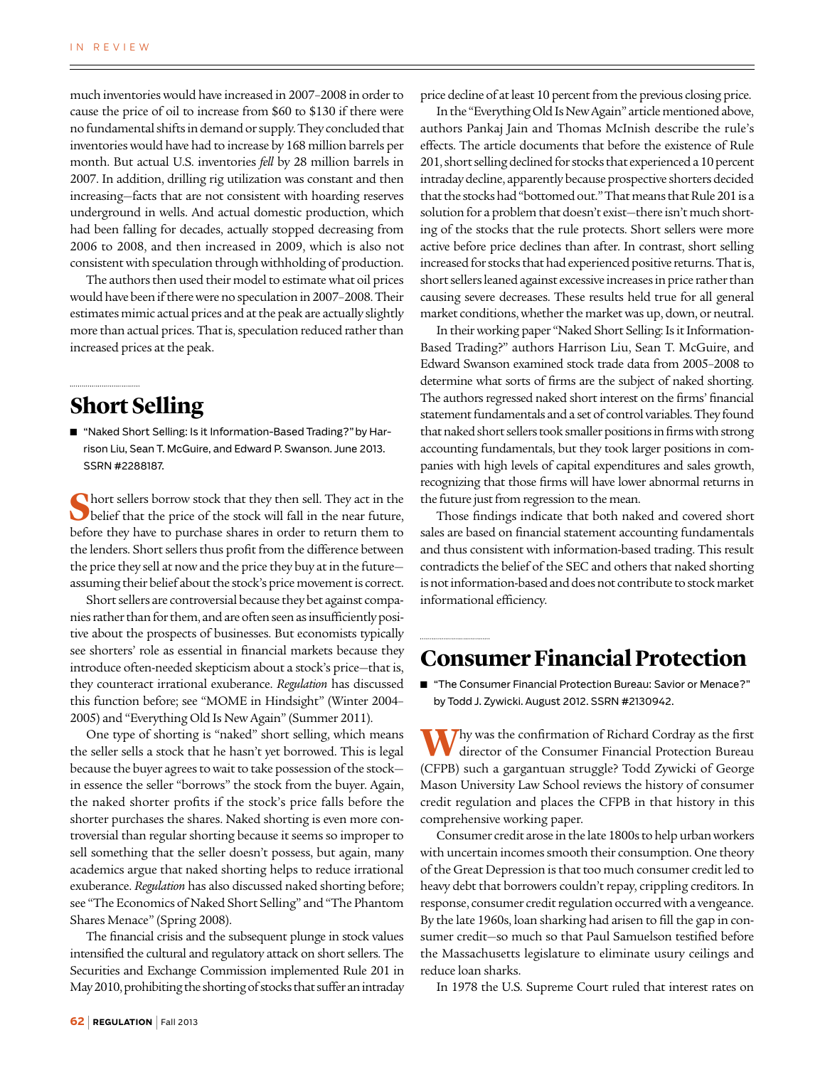much inventories would have increased in 2007–2008 in order to cause the price of oil to increase from $60 to $130 if there were no fundamental shifts in demand or supply. They concluded that inventories would have had to increase by 168 million barrels per month. But actual U.S. inventories *fell* by 28 million barrels in 2007. In addition, drilling rig utilization was constant and then increasing—facts that are not consistent with hoarding reserves underground in wells. And actual domestic production, which had been falling for decades, actually stopped decreasing from 2006 to 2008, and then increased in 2009, which is also not consistent with speculation through withholding of production.

The authors then used their model to estimate what oil prices would have been if there were no speculation in 2007–2008. Their estimates mimic actual prices and at the peak are actually slightly more than actual prices. That is, speculation reduced rather than increased prices at the peak.

## Short Selling

- "Naked Short Selling: Is it Information-Based Trading?" by Harrison Liu, Sean T. McGuire, and Edward P. Swanson. June 2013. SSRN #2288187.

Short sellers borrow stock that they then sell. They act in the belief that the price of the stock will fall in the near future, before they have to purchase shares in order to return them to the lenders. Short sellers thus profit from the difference between the price they sell at now and the price they buy at in the future—assuming their belief about the stock's price movement is correct.

Short sellers are controversial because they bet against companies rather than for them, and are often seen as insufficiently positive about the prospects of businesses. But economists typically see shorters' role as essential in financial markets because they introduce often-needed skepticism about a stock's price—that is, they counteract irrational exuberance. *Regulation* has discussed this function before; see "MOME in Hindsight" (Winter 2004–2005) and "Everything Old Is New Again" (Summer 2011).

One type of shorting is "naked" short selling, which means the seller sells a stock that he hasn't yet borrowed. This is legal because the buyer agrees to wait to take possession of the stock—in essence the seller "borrows" the stock from the buyer. Again, the naked shorter profits if the stock's price falls before the shorter purchases the shares. Naked shorting is even more controversial than regular shorting because it seems so improper to sell something that the seller doesn't possess, but again, many academics argue that naked shorting helps to reduce irrational exuberance. *Regulation* has also discussed naked shorting before; see "The Economics of Naked Short Selling" and "The Phantom Shares Menace" (Spring 2008).

The financial crisis and the subsequent plunge in stock values intensified the cultural and regulatory attack on short sellers. The Securities and Exchange Commission implemented Rule 201 in May 2010, prohibiting the shorting of stocks that suffer an intraday price decline of at least 10 percent from the previous closing price.

In the "Everything Old Is New Again" article mentioned above, authors Pankaj Jain and Thomas McInish describe the rule's effects. The article documents that before the existence of Rule 201, short selling declined for stocks that experienced a 10 percent intraday decline, apparently because prospective shorters decided that the stocks had "bottomed out." That means that Rule 201 is a solution for a problem that doesn't exist—there isn't much shorting of the stocks that the rule protects. Short sellers were more active before price declines than after. In contrast, short selling increased for stocks that had experienced positive returns. That is, short sellers leaned against excessive increases in price rather than causing severe decreases. These results held true for all general market conditions, whether the market was up, down, or neutral.

In their working paper "Naked Short Selling: Is it Information-Based Trading?" authors Harrison Liu, Sean T. McGuire, and Edward Swanson examined stock trade data from 2005–2008 to determine what sorts of firms are the subject of naked shorting. The authors regressed naked short interest on the firms' financial statement fundamentals and a set of control variables. They found that naked short sellers took smaller positions in firms with strong accounting fundamentals, but they took larger positions in companies with high levels of capital expenditures and sales growth, recognizing that those firms will have lower abnormal returns in the future just from regression to the mean.

Those findings indicate that both naked and covered short sales are based on financial statement accounting fundamentals and thus consistent with information-based trading. This result contradicts the belief of the SEC and others that naked shorting is not information-based and does not contribute to stock market informational efficiency.

## Consumer Financial Protection

- "The Consumer Financial Protection Bureau: Savior or Menace?" by Todd J. Zywicki. August 2012. SSRN #2130942.

Why was the confirmation of Richard Cordray as the first director of the Consumer Financial Protection Bureau (CFPB) such a gargantuan struggle? Todd Zywicki of George Mason University Law School reviews the history of consumer credit regulation and places the CFPB in that history in this comprehensive working paper.

Consumer credit arose in the late 1800s to help urban workers with uncertain incomes smooth their consumption. One theory of the Great Depression is that too much consumer credit led to heavy debt that borrowers couldn't repay, crippling creditors. In response, consumer credit regulation occurred with a vengeance. By the late 1960s, loan sharking had arisen to fill the gap in consumer credit—so much so that Paul Samuelson testified before the Massachusetts legislature to eliminate usury ceilings and reduce loan sharks.

In 1978 the U.S. Supreme Court ruled that interest rates on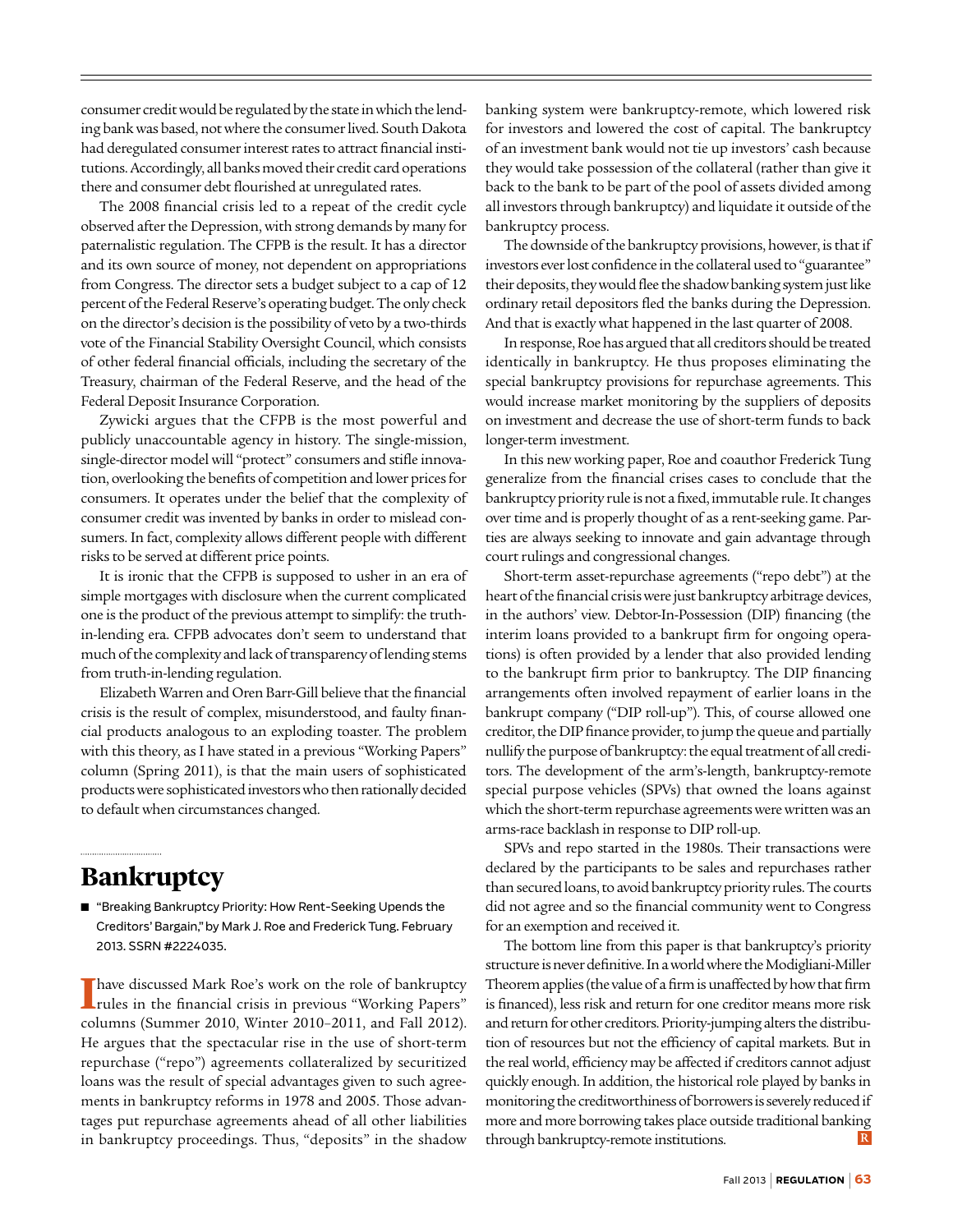consumer credit would be regulated by the state in which the lending bank was based, not where the consumer lived. South Dakota had deregulated consumer interest rates to attract financial institutions. Accordingly, all banks moved their credit card operations there and consumer debt flourished at unregulated rates.

The 2008 financial crisis led to a repeat of the credit cycle observed after the Depression, with strong demands by many for paternalistic regulation. The CFPB is the result. It has a director and its own source of money, not dependent on appropriations from Congress. The director sets a budget subject to a cap of 12 percent of the Federal Reserve's operating budget. The only check on the director's decision is the possibility of veto by a two-thirds vote of the Financial Stability Oversight Council, which consists of other federal financial officials, including the secretary of the Treasury, chairman of the Federal Reserve, and the head of the Federal Deposit Insurance Corporation.

Zywicki argues that the CFPB is the most powerful and publicly unaccountable agency in history. The single-mission, single-director model will "protect" consumers and stifle innovation, overlooking the benefits of competition and lower prices for consumers. It operates under the belief that the complexity of consumer credit was invented by banks in order to mislead consumers. In fact, complexity allows different people with different risks to be served at different price points.

It is ironic that the CFPB is supposed to usher in an era of simple mortgages with disclosure when the current complicated one is the product of the previous attempt to simplify: the truth-in-lending era. CFPB advocates don't seem to understand that much of the complexity and lack of transparency of lending stems from truth-in-lending regulation.

Elizabeth Warren and Oren Barr-Gill believe that the financial crisis is the result of complex, misunderstood, and faulty financial products analogous to an exploding toaster. The problem with this theory, as I have stated in a previous "Working Papers" column (Spring 2011), is that the main users of sophisticated products were sophisticated investors who then rationally decided to default when circumstances changed.

## Bankruptcy

- "Breaking Bankruptcy Priority: How Rent-Seeking Upends the Creditors' Bargain," by Mark J. Roe and Frederick Tung. February 2013. SSRN #2224035.

I have discussed Mark Roe's work on the role of bankruptcy rules in the financial crisis in previous "Working Papers" columns (Summer 2010, Winter 2010–2011, and Fall 2012). He argues that the spectacular rise in the use of short-term repurchase ("repo") agreements collateralized by securitized loans was the result of special advantages given to such agreements in bankruptcy reforms in 1978 and 2005. Those advantages put repurchase agreements ahead of all other liabilities in bankruptcy proceedings. Thus, "deposits" in the shadow banking system were bankruptcy-remote, which lowered risk for investors and lowered the cost of capital. The bankruptcy of an investment bank would not tie up investors' cash because they would take possession of the collateral (rather than give it back to the bank to be part of the pool of assets divided among all investors through bankruptcy) and liquidate it outside of the bankruptcy process.

The downside of the bankruptcy provisions, however, is that if investors ever lost confidence in the collateral used to "guarantee" their deposits, they would flee the shadow banking system just like ordinary retail depositors fled the banks during the Depression. And that is exactly what happened in the last quarter of 2008.

In response, Roe has argued that all creditors should be treated identically in bankruptcy. He thus proposes eliminating the special bankruptcy provisions for repurchase agreements. This would increase market monitoring by the suppliers of deposits on investment and decrease the use of short-term funds to back longer-term investment.

In this new working paper, Roe and coauthor Frederick Tung generalize from the financial crises cases to conclude that the bankruptcy priority rule is not a fixed, immutable rule. It changes over time and is properly thought of as a rent-seeking game. Parties are always seeking to innovate and gain advantage through court rulings and congressional changes.

Short-term asset-repurchase agreements ("repo debt") at the heart of the financial crisis were just bankruptcy arbitrage devices, in the authors' view. Debtor-In-Possession (DIP) financing (the interim loans provided to a bankrupt firm for ongoing operations) is often provided by a lender that also provided lending to the bankrupt firm prior to bankruptcy. The DIP financing arrangements often involved repayment of earlier loans in the bankrupt company ("DIP roll-up"). This, of course allowed one creditor, the DIP finance provider, to jump the queue and partially nullify the purpose of bankruptcy: the equal treatment of all creditors. The development of the arm's-length, bankruptcy-remote special purpose vehicles (SPVs) that owned the loans against which the short-term repurchase agreements were written was an arms-race backlash in response to DIP roll-up.

SPVs and repo started in the 1980s. Their transactions were declared by the participants to be sales and repurchases rather than secured loans, to avoid bankruptcy priority rules. The courts did not agree and so the financial community went to Congress for an exemption and received it.

The bottom line from this paper is that bankruptcy's priority structure is never definitive. In a world where the Modigliani-Miller Theorem applies (the value of a firm is unaffected by how that firm is financed), less risk and return for one creditor means more risk and return for other creditors. Priority-jumping alters the distribution of resources but not the efficiency of capital markets. But in the real world, efficiency may be affected if creditors cannot adjust quickly enough. In addition, the historical role played by banks in monitoring the creditworthiness of borrowers is severely reduced if more and more borrowing takes place outside traditional banking through bankruptcy-remote institutions.